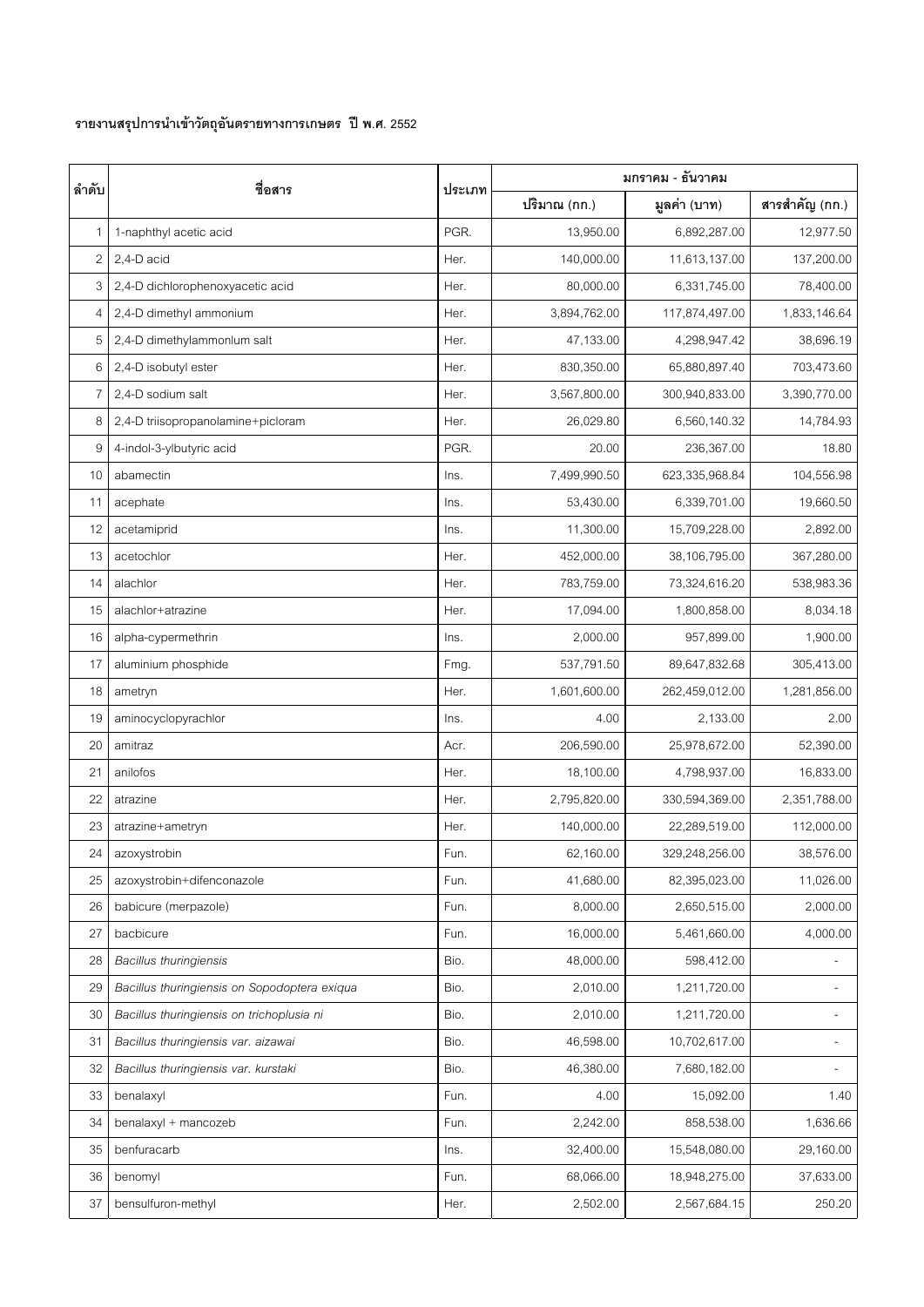**รายงานสรุปการนำเข้าวัตถุอันตรายทางการเกษตร ปี พ.ศ. 2552**

| ลำดับ | ชื่อสาร | ประเภท | มกราคม - ธันวาคม | | |
|---|---|---|---|---|---|
| | | | ปริมาณ (กก.) | มูลค่า (บาท) | สารสำคัญ (กก.) |
| 1 | 1-naphthyl acetic acid | PGR. | 13,950.00 | 6,892,287.00 | 12,977.50 |
| 2 | 2,4-D acid | Her. | 140,000.00 | 11,613,137.00 | 137,200.00 |
| 3 | 2,4-D dichlorophenoxyacetic acid | Her. | 80,000.00 | 6,331,745.00 | 78,400.00 |
| 4 | 2,4-D dimethyl ammonium | Her. | 3,894,762.00 | 117,874,497.00 | 1,833,146.64 |
| 5 | 2,4-D dimethylammonlum salt | Her. | 47,133.00 | 4,298,947.42 | 38,696.19 |
| 6 | 2,4-D isobutyl ester | Her. | 830,350.00 | 65,880,897.40 | 703,473.60 |
| 7 | 2,4-D sodium salt | Her. | 3,567,800.00 | 300,940,833.00 | 3,390,770.00 |
| 8 | 2,4-D triisopropanolamine+picloram | Her. | 26,029.80 | 6,560,140.32 | 14,784.93 |
| 9 | 4-indol-3-ylbutyric acid | PGR. | 20.00 | 236,367.00 | 18.80 |
| 10 | abamectin | Ins. | 7,499,990.50 | 623,335,968.84 | 104,556.98 |
| 11 | acephate | Ins. | 53,430.00 | 6,339,701.00 | 19,660.50 |
| 12 | acetamiprid | Ins. | 11,300.00 | 15,709,228.00 | 2,892.00 |
| 13 | acetochlor | Her. | 452,000.00 | 38,106,795.00 | 367,280.00 |
| 14 | alachlor | Her. | 783,759.00 | 73,324,616.20 | 538,983.36 |
| 15 | alachlor+atrazine | Her. | 17,094.00 | 1,800,858.00 | 8,034.18 |
| 16 | alpha-cypermethrin | Ins. | 2,000.00 | 957,899.00 | 1,900.00 |
| 17 | aluminium phosphide | Fmg. | 537,791.50 | 89,647,832.68 | 305,413.00 |
| 18 | ametryn | Her. | 1,601,600.00 | 262,459,012.00 | 1,281,856.00 |
| 19 | aminocyclopyrachlor | Ins. | 4.00 | 2,133.00 | 2.00 |
| 20 | amitraz | Acr. | 206,590.00 | 25,978,672.00 | 52,390.00 |
| 21 | anilofos | Her. | 18,100.00 | 4,798,937.00 | 16,833.00 |
| 22 | atrazine | Her. | 2,795,820.00 | 330,594,369.00 | 2,351,788.00 |
| 23 | atrazine+ametryn | Her. | 140,000.00 | 22,289,519.00 | 112,000.00 |
| 24 | azoxystrobin | Fun. | 62,160.00 | 329,248,256.00 | 38,576.00 |
| 25 | azoxystrobin+difenconazole | Fun. | 41,680.00 | 82,395,023.00 | 11,026.00 |
| 26 | babicure (merpazole) | Fun. | 8,000.00 | 2,650,515.00 | 2,000.00 |
| 27 | bacbicure | Fun. | 16,000.00 | 5,461,660.00 | 4,000.00 |
| 28 | *Bacillus thuringiensis* | Bio. | 48,000.00 | 598,412.00 | - |
| 29 | *Bacillus thuringiensis on Sopodoptera exiqua* | Bio. | 2,010.00 | 1,211,720.00 | - |
| 30 | *Bacillus thuringiensis on trichoplusia ni* | Bio. | 2,010.00 | 1,211,720.00 | - |
| 31 | *Bacillus thuringiensis var. aizawai* | Bio. | 46,598.00 | 10,702,617.00 | - |
| 32 | *Bacillus thuringiensis var. kurstaki* | Bio. | 46,380.00 | 7,680,182.00 | - |
| 33 | benalaxyl | Fun. | 4.00 | 15,092.00 | 1.40 |
| 34 | benalaxyl + mancozeb | Fun. | 2,242.00 | 858,538.00 | 1,636.66 |
| 35 | benfuracarb | Ins. | 32,400.00 | 15,548,080.00 | 29,160.00 |
| 36 | benomyl | Fun. | 68,066.00 | 18,948,275.00 | 37,633.00 |
| 37 | bensulfuron-methyl | Her. | 2,502.00 | 2,567,684.15 | 250.20 |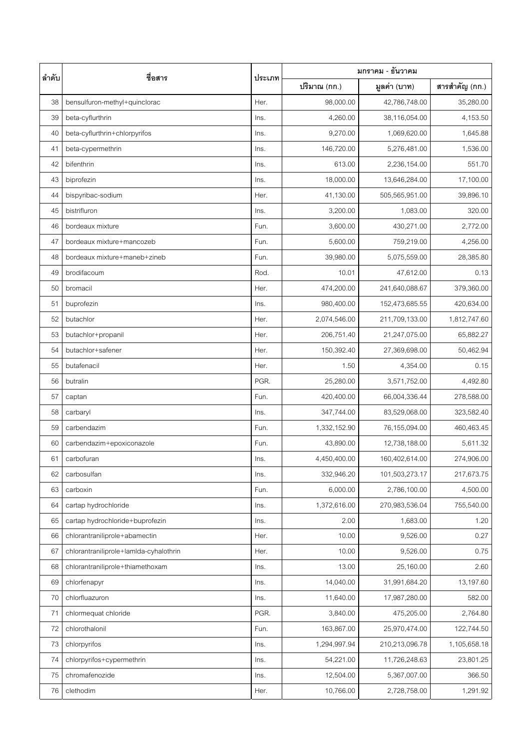| ลำดับ | ชื่อสาร | ประเภท | มกราคม - ธันวาคม | | |
|---|---|---|---|---|---|
| | | | ปริมาณ (กก.) | มูลค่า (บาท) | สารสำคัญ (กก.) |
| 38 | bensulfuron-methyl+quinclorac | Her. | 98,000.00 | 42,786,748.00 | 35,280.00 |
| 39 | beta-cyflurthrin | Ins. | 4,260.00 | 38,116,054.00 | 4,153.50 |
| 40 | beta-cyflurthrin+chlorpyrifos | Ins. | 9,270.00 | 1,069,620.00 | 1,645.88 |
| 41 | beta-cypermethrin | Ins. | 146,720.00 | 5,276,481.00 | 1,536.00 |
| 42 | bifenthrin | Ins. | 613.00 | 2,236,154.00 | 551.70 |
| 43 | biprofezin | Ins. | 18,000.00 | 13,646,284.00 | 17,100.00 |
| 44 | bispyribac-sodium | Her. | 41,130.00 | 505,565,951.00 | 39,896.10 |
| 45 | bistrifluron | Ins. | 3,200.00 | 1,083.00 | 320.00 |
| 46 | bordeaux mixture | Fun. | 3,600.00 | 430,271.00 | 2,772.00 |
| 47 | bordeaux mixture+mancozeb | Fun. | 5,600.00 | 759,219.00 | 4,256.00 |
| 48 | bordeaux mixture+maneb+zineb | Fun. | 39,980.00 | 5,075,559.00 | 28,385.80 |
| 49 | brodifacoum | Rod. | 10.01 | 47,612.00 | 0.13 |
| 50 | bromacil | Her. | 474,200.00 | 241,640,088.67 | 379,360.00 |
| 51 | buprofezin | Ins. | 980,400.00 | 152,473,685.55 | 420,634.00 |
| 52 | butachlor | Her. | 2,074,546.00 | 211,709,133.00 | 1,812,747.60 |
| 53 | butachlor+propanil | Her. | 206,751.40 | 21,247,075.00 | 65,882.27 |
| 54 | butachlor+safener | Her. | 150,392.40 | 27,369,698.00 | 50,462.94 |
| 55 | butafenacil | Her. | 1.50 | 4,354.00 | 0.15 |
| 56 | butralin | PGR. | 25,280.00 | 3,571,752.00 | 4,492.80 |
| 57 | captan | Fun. | 420,400.00 | 66,004,336.44 | 278,588.00 |
| 58 | carbaryl | Ins. | 347,744.00 | 83,529,068.00 | 323,582.40 |
| 59 | carbendazim | Fun. | 1,332,152.90 | 76,155,094.00 | 460,463.45 |
| 60 | carbendazim+epoxiconazole | Fun. | 43,890.00 | 12,738,188.00 | 5,611.32 |
| 61 | carbofuran | Ins. | 4,450,400.00 | 160,402,614.00 | 274,906.00 |
| 62 | carbosulfan | Ins. | 332,946.20 | 101,503,273.17 | 217,673.75 |
| 63 | carboxin | Fun. | 6,000.00 | 2,786,100.00 | 4,500.00 |
| 64 | cartap hydrochloride | Ins. | 1,372,616.00 | 270,983,536.04 | 755,540.00 |
| 65 | cartap hydrochloride+buprofezin | Ins. | 2.00 | 1,683.00 | 1.20 |
| 66 | chlorantraniliprole+abamectin | Her. | 10.00 | 9,526.00 | 0.27 |
| 67 | chlorantraniliprole+lamlda-cyhalothrin | Her. | 10.00 | 9,526.00 | 0.75 |
| 68 | chlorantraniliprole+thiamethoxam | Ins. | 13.00 | 25,160.00 | 2.60 |
| 69 | chlorfenapyr | Ins. | 14,040.00 | 31,991,684.20 | 13,197.60 |
| 70 | chlorfluazuron | Ins. | 11,640.00 | 17,987,280.00 | 582.00 |
| 71 | chlormequat chloride | PGR. | 3,840.00 | 475,205.00 | 2,764.80 |
| 72 | chlorothalonil | Fun. | 163,867.00 | 25,970,474.00 | 122,744.50 |
| 73 | chlorpyrifos | Ins. | 1,294,997.94 | 210,213,096.78 | 1,105,658.18 |
| 74 | chlorpyrifos+cypermethrin | Ins. | 54,221.00 | 11,726,248.63 | 23,801.25 |
| 75 | chromafenozide | Ins. | 12,504.00 | 5,367,007.00 | 366.50 |
| 76 | clethodim | Her. | 10,766.00 | 2,728,758.00 | 1,291.92 |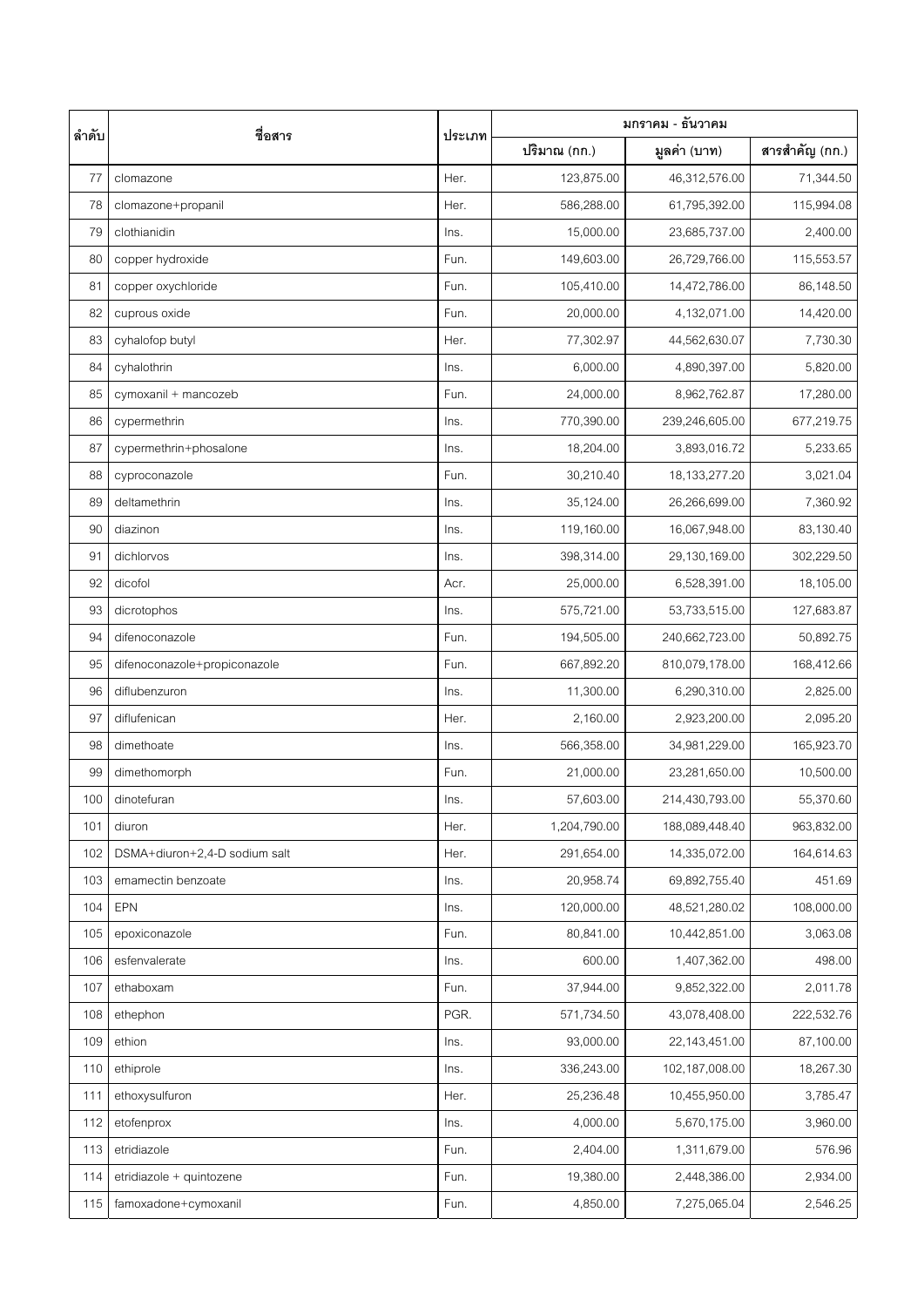| ลำดับ | ชื่อสาร | ประเภท | มกราคม - ธันวาคม | | |
|---|---|---|---|---|---|
| | | | ปริมาณ (กก.) | มูลค่า (บาท) | สารสำคัญ (กก.) |
| 77 | clomazone | Her. | 123,875.00 | 46,312,576.00 | 71,344.50 |
| 78 | clomazone+propanil | Her. | 586,288.00 | 61,795,392.00 | 115,994.08 |
| 79 | clothianidin | Ins. | 15,000.00 | 23,685,737.00 | 2,400.00 |
| 80 | copper hydroxide | Fun. | 149,603.00 | 26,729,766.00 | 115,553.57 |
| 81 | copper oxychloride | Fun. | 105,410.00 | 14,472,786.00 | 86,148.50 |
| 82 | cuprous oxide | Fun. | 20,000.00 | 4,132,071.00 | 14,420.00 |
| 83 | cyhalofop butyl | Her. | 77,302.97 | 44,562,630.07 | 7,730.30 |
| 84 | cyhalothrin | Ins. | 6,000.00 | 4,890,397.00 | 5,820.00 |
| 85 | cymoxanil + mancozeb | Fun. | 24,000.00 | 8,962,762.87 | 17,280.00 |
| 86 | cypermethrin | Ins. | 770,390.00 | 239,246,605.00 | 677,219.75 |
| 87 | cypermethrin+phosalone | Ins. | 18,204.00 | 3,893,016.72 | 5,233.65 |
| 88 | cyproconazole | Fun. | 30,210.40 | 18,133,277.20 | 3,021.04 |
| 89 | deltamethrin | Ins. | 35,124.00 | 26,266,699.00 | 7,360.92 |
| 90 | diazinon | Ins. | 119,160.00 | 16,067,948.00 | 83,130.40 |
| 91 | dichlorvos | Ins. | 398,314.00 | 29,130,169.00 | 302,229.50 |
| 92 | dicofol | Acr. | 25,000.00 | 6,528,391.00 | 18,105.00 |
| 93 | dicrotophos | Ins. | 575,721.00 | 53,733,515.00 | 127,683.87 |
| 94 | difenoconazole | Fun. | 194,505.00 | 240,662,723.00 | 50,892.75 |
| 95 | difenoconazole+propiconazole | Fun. | 667,892.20 | 810,079,178.00 | 168,412.66 |
| 96 | diflubenzuron | Ins. | 11,300.00 | 6,290,310.00 | 2,825.00 |
| 97 | diflufenican | Her. | 2,160.00 | 2,923,200.00 | 2,095.20 |
| 98 | dimethoate | Ins. | 566,358.00 | 34,981,229.00 | 165,923.70 |
| 99 | dimethomorph | Fun. | 21,000.00 | 23,281,650.00 | 10,500.00 |
| 100 | dinotefuran | Ins. | 57,603.00 | 214,430,793.00 | 55,370.60 |
| 101 | diuron | Her. | 1,204,790.00 | 188,089,448.40 | 963,832.00 |
| 102 | DSMA+diuron+2,4-D sodium salt | Her. | 291,654.00 | 14,335,072.00 | 164,614.63 |
| 103 | emamectin benzoate | Ins. | 20,958.74 | 69,892,755.40 | 451.69 |
| 104 | EPN | Ins. | 120,000.00 | 48,521,280.02 | 108,000.00 |
| 105 | epoxiconazole | Fun. | 80,841.00 | 10,442,851.00 | 3,063.08 |
| 106 | esfenvalerate | Ins. | 600.00 | 1,407,362.00 | 498.00 |
| 107 | ethaboxam | Fun. | 37,944.00 | 9,852,322.00 | 2,011.78 |
| 108 | ethephon | PGR. | 571,734.50 | 43,078,408.00 | 222,532.76 |
| 109 | ethion | Ins. | 93,000.00 | 22,143,451.00 | 87,100.00 |
| 110 | ethiprole | Ins. | 336,243.00 | 102,187,008.00 | 18,267.30 |
| 111 | ethoxysulfuron | Her. | 25,236.48 | 10,455,950.00 | 3,785.47 |
| 112 | etofenprox | Ins. | 4,000.00 | 5,670,175.00 | 3,960.00 |
| 113 | etridiazole | Fun. | 2,404.00 | 1,311,679.00 | 576.96 |
| 114 | etridiazole + quintozene | Fun. | 19,380.00 | 2,448,386.00 | 2,934.00 |
| 115 | famoxadone+cymoxanil | Fun. | 4,850.00 | 7,275,065.04 | 2,546.25 |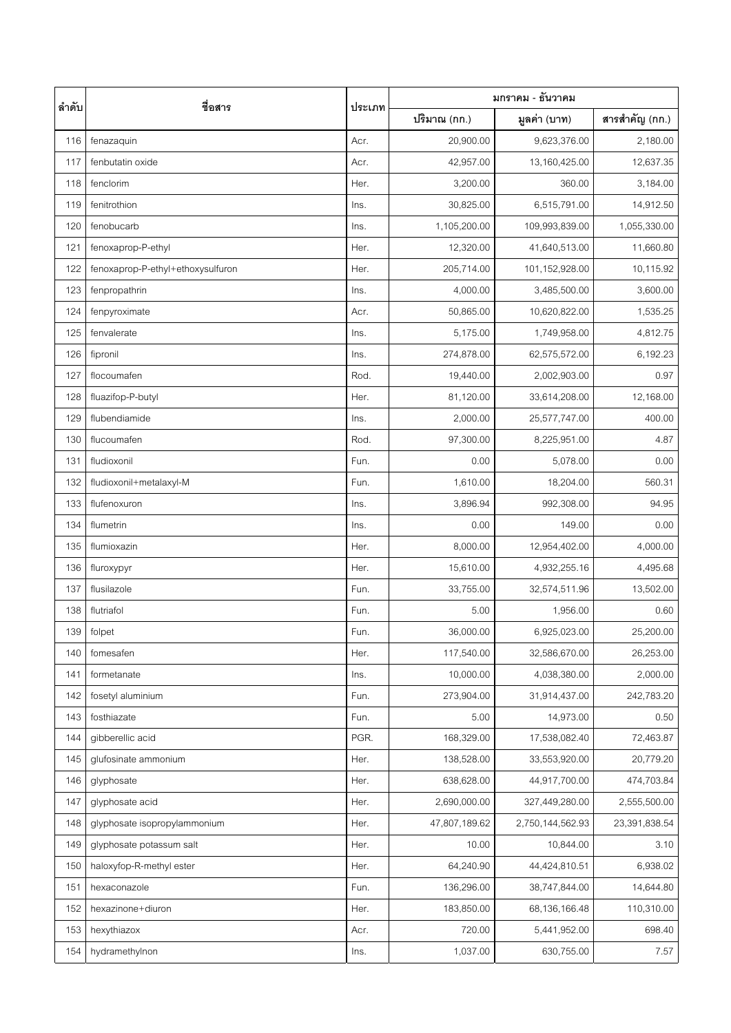| ลำดับ | ชื่อสาร | ประเภท | มกราคม - ธันวาคม | | |
|---|---|---|---|---|---|
| | | | ปริมาณ (กก.) | มูลค่า (บาท) | สารสำคัญ (กก.) |
| 116 | fenazaquin | Acr. | 20,900.00 | 9,623,376.00 | 2,180.00 |
| 117 | fenbutatin oxide | Acr. | 42,957.00 | 13,160,425.00 | 12,637.35 |
| 118 | fenclorim | Her. | 3,200.00 | 360.00 | 3,184.00 |
| 119 | fenitrothion | Ins. | 30,825.00 | 6,515,791.00 | 14,912.50 |
| 120 | fenobucarb | Ins. | 1,105,200.00 | 109,993,839.00 | 1,055,330.00 |
| 121 | fenoxaprop-P-ethyl | Her. | 12,320.00 | 41,640,513.00 | 11,660.80 |
| 122 | fenoxaprop-P-ethyl+ethoxysulfuron | Her. | 205,714.00 | 101,152,928.00 | 10,115.92 |
| 123 | fenpropathrin | Ins. | 4,000.00 | 3,485,500.00 | 3,600.00 |
| 124 | fenpyroximate | Acr. | 50,865.00 | 10,620,822.00 | 1,535.25 |
| 125 | fenvalerate | Ins. | 5,175.00 | 1,749,958.00 | 4,812.75 |
| 126 | fipronil | Ins. | 274,878.00 | 62,575,572.00 | 6,192.23 |
| 127 | flocoumafen | Rod. | 19,440.00 | 2,002,903.00 | 0.97 |
| 128 | fluazifop-P-butyl | Her. | 81,120.00 | 33,614,208.00 | 12,168.00 |
| 129 | flubendiamide | Ins. | 2,000.00 | 25,577,747.00 | 400.00 |
| 130 | flucoumafen | Rod. | 97,300.00 | 8,225,951.00 | 4.87 |
| 131 | fludioxonil | Fun. | 0.00 | 5,078.00 | 0.00 |
| 132 | fludioxonil+metalaxyl-M | Fun. | 1,610.00 | 18,204.00 | 560.31 |
| 133 | flufenoxuron | Ins. | 3,896.94 | 992,308.00 | 94.95 |
| 134 | flumetrin | Ins. | 0.00 | 149.00 | 0.00 |
| 135 | flumioxazin | Her. | 8,000.00 | 12,954,402.00 | 4,000.00 |
| 136 | fluroxypyr | Her. | 15,610.00 | 4,932,255.16 | 4,495.68 |
| 137 | flusilazole | Fun. | 33,755.00 | 32,574,511.96 | 13,502.00 |
| 138 | flutriafol | Fun. | 5.00 | 1,956.00 | 0.60 |
| 139 | folpet | Fun. | 36,000.00 | 6,925,023.00 | 25,200.00 |
| 140 | fomesafen | Her. | 117,540.00 | 32,586,670.00 | 26,253.00 |
| 141 | formetanate | Ins. | 10,000.00 | 4,038,380.00 | 2,000.00 |
| 142 | fosetyl aluminium | Fun. | 273,904.00 | 31,914,437.00 | 242,783.20 |
| 143 | fosthiazate | Fun. | 5.00 | 14,973.00 | 0.50 |
| 144 | gibberellic acid | PGR. | 168,329.00 | 17,538,082.40 | 72,463.87 |
| 145 | glufosinate ammonium | Her. | 138,528.00 | 33,553,920.00 | 20,779.20 |
| 146 | glyphosate | Her. | 638,628.00 | 44,917,700.00 | 474,703.84 |
| 147 | glyphosate acid | Her. | 2,690,000.00 | 327,449,280.00 | 2,555,500.00 |
| 148 | glyphosate isopropylammonium | Her. | 47,807,189.62 | 2,750,144,562.93 | 23,391,838.54 |
| 149 | glyphosate potassum salt | Her. | 10.00 | 10,844.00 | 3.10 |
| 150 | haloxyfop-R-methyl ester | Her. | 64,240.90 | 44,424,810.51 | 6,938.02 |
| 151 | hexaconazole | Fun. | 136,296.00 | 38,747,844.00 | 14,644.80 |
| 152 | hexazinone+diuron | Her. | 183,850.00 | 68,136,166.48 | 110,310.00 |
| 153 | hexythiazox | Acr. | 720.00 | 5,441,952.00 | 698.40 |
| 154 | hydramethylnon | Ins. | 1,037.00 | 630,755.00 | 7.57 |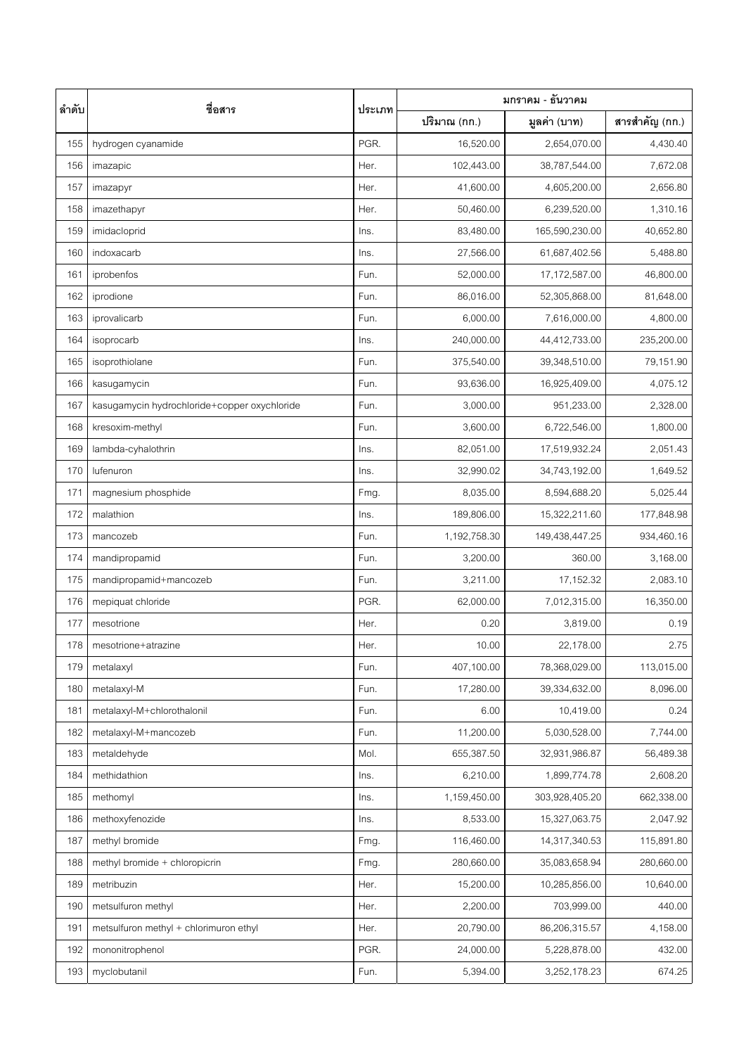| ลำดับ | ชื่อสาร | ประเภท | มกราคม - ธันวาคม | | |
|---|---|---|---|---|---|
| | | | ปริมาณ (กก.) | มูลค่า (บาท) | สารสำคัญ (กก.) |
| 155 | hydrogen cyanamide | PGR. | 16,520.00 | 2,654,070.00 | 4,430.40 |
| 156 | imazapic | Her. | 102,443.00 | 38,787,544.00 | 7,672.08 |
| 157 | imazapyr | Her. | 41,600.00 | 4,605,200.00 | 2,656.80 |
| 158 | imazethapyr | Her. | 50,460.00 | 6,239,520.00 | 1,310.16 |
| 159 | imidacloprid | Ins. | 83,480.00 | 165,590,230.00 | 40,652.80 |
| 160 | indoxacarb | Ins. | 27,566.00 | 61,687,402.56 | 5,488.80 |
| 161 | iprobenfos | Fun. | 52,000.00 | 17,172,587.00 | 46,800.00 |
| 162 | iprodione | Fun. | 86,016.00 | 52,305,868.00 | 81,648.00 |
| 163 | iprovalicarb | Fun. | 6,000.00 | 7,616,000.00 | 4,800.00 |
| 164 | isoprocarb | Ins. | 240,000.00 | 44,412,733.00 | 235,200.00 |
| 165 | isoprothiolane | Fun. | 375,540.00 | 39,348,510.00 | 79,151.90 |
| 166 | kasugamycin | Fun. | 93,636.00 | 16,925,409.00 | 4,075.12 |
| 167 | kasugamycin hydrochloride+copper oxychloride | Fun. | 3,000.00 | 951,233.00 | 2,328.00 |
| 168 | kresoxim-methyl | Fun. | 3,600.00 | 6,722,546.00 | 1,800.00 |
| 169 | lambda-cyhalothrin | Ins. | 82,051.00 | 17,519,932.24 | 2,051.43 |
| 170 | lufenuron | Ins. | 32,990.02 | 34,743,192.00 | 1,649.52 |
| 171 | magnesium phosphide | Fmg. | 8,035.00 | 8,594,688.20 | 5,025.44 |
| 172 | malathion | Ins. | 189,806.00 | 15,322,211.60 | 177,848.98 |
| 173 | mancozeb | Fun. | 1,192,758.30 | 149,438,447.25 | 934,460.16 |
| 174 | mandipropamid | Fun. | 3,200.00 | 360.00 | 3,168.00 |
| 175 | mandipropamid+mancozeb | Fun. | 3,211.00 | 17,152.32 | 2,083.10 |
| 176 | mepiquat chloride | PGR. | 62,000.00 | 7,012,315.00 | 16,350.00 |
| 177 | mesotrione | Her. | 0.20 | 3,819.00 | 0.19 |
| 178 | mesotrione+atrazine | Her. | 10.00 | 22,178.00 | 2.75 |
| 179 | metalaxyl | Fun. | 407,100.00 | 78,368,029.00 | 113,015.00 |
| 180 | metalaxyl-M | Fun. | 17,280.00 | 39,334,632.00 | 8,096.00 |
| 181 | metalaxyl-M+chlorothalonil | Fun. | 6.00 | 10,419.00 | 0.24 |
| 182 | metalaxyl-M+mancozeb | Fun. | 11,200.00 | 5,030,528.00 | 7,744.00 |
| 183 | metaldehyde | Mol. | 655,387.50 | 32,931,986.87 | 56,489.38 |
| 184 | methidathion | Ins. | 6,210.00 | 1,899,774.78 | 2,608.20 |
| 185 | methomyl | Ins. | 1,159,450.00 | 303,928,405.20 | 662,338.00 |
| 186 | methoxyfenozide | Ins. | 8,533.00 | 15,327,063.75 | 2,047.92 |
| 187 | methyl bromide | Fmg. | 116,460.00 | 14,317,340.53 | 115,891.80 |
| 188 | methyl bromide + chloropicrin | Fmg. | 280,660.00 | 35,083,658.94 | 280,660.00 |
| 189 | metribuzin | Her. | 15,200.00 | 10,285,856.00 | 10,640.00 |
| 190 | metsulfuron methyl | Her. | 2,200.00 | 703,999.00 | 440.00 |
| 191 | metsulfuron methyl + chlorimuron ethyl | Her. | 20,790.00 | 86,206,315.57 | 4,158.00 |
| 192 | mononitrophenol | PGR. | 24,000.00 | 5,228,878.00 | 432.00 |
| 193 | myclobutanil | Fun. | 5,394.00 | 3,252,178.23 | 674.25 |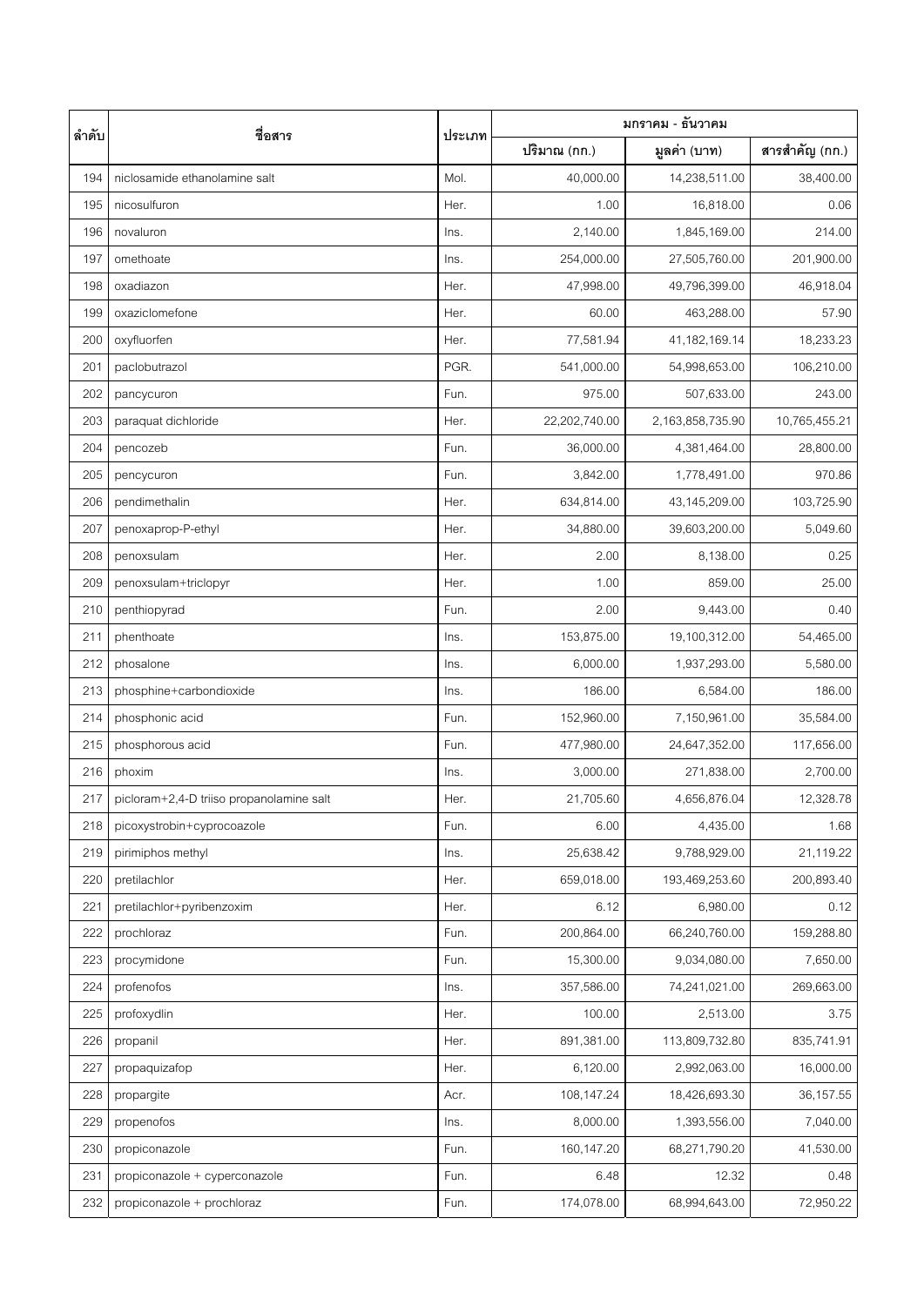| ลำดับ | ชื่อสาร | ประเภท | มกราคม - ธันวาคม | | |
|---|---|---|---|---|---|
| | | | ปริมาณ (กก.) | มูลค่า (บาท) | สารสำคัญ (กก.) |
| 194 | niclosamide ethanolamine salt | Mol. | 40,000.00 | 14,238,511.00 | 38,400.00 |
| 195 | nicosulfuron | Her. | 1.00 | 16,818.00 | 0.06 |
| 196 | novaluron | Ins. | 2,140.00 | 1,845,169.00 | 214.00 |
| 197 | omethoate | Ins. | 254,000.00 | 27,505,760.00 | 201,900.00 |
| 198 | oxadiazon | Her. | 47,998.00 | 49,796,399.00 | 46,918.04 |
| 199 | oxaziclomefone | Her. | 60.00 | 463,288.00 | 57.90 |
| 200 | oxyfluorfen | Her. | 77,581.94 | 41,182,169.14 | 18,233.23 |
| 201 | paclobutrazol | PGR. | 541,000.00 | 54,998,653.00 | 106,210.00 |
| 202 | pancycuron | Fun. | 975.00 | 507,633.00 | 243.00 |
| 203 | paraquat dichloride | Her. | 22,202,740.00 | 2,163,858,735.90 | 10,765,455.21 |
| 204 | pencozeb | Fun. | 36,000.00 | 4,381,464.00 | 28,800.00 |
| 205 | pencycuron | Fun. | 3,842.00 | 1,778,491.00 | 970.86 |
| 206 | pendimethalin | Her. | 634,814.00 | 43,145,209.00 | 103,725.90 |
| 207 | penoxaprop-P-ethyl | Her. | 34,880.00 | 39,603,200.00 | 5,049.60 |
| 208 | penoxsulam | Her. | 2.00 | 8,138.00 | 0.25 |
| 209 | penoxsulam+triclopyr | Her. | 1.00 | 859.00 | 25.00 |
| 210 | penthiopyrad | Fun. | 2.00 | 9,443.00 | 0.40 |
| 211 | phenthoate | Ins. | 153,875.00 | 19,100,312.00 | 54,465.00 |
| 212 | phosalone | Ins. | 6,000.00 | 1,937,293.00 | 5,580.00 |
| 213 | phosphine+carbondioxide | Ins. | 186.00 | 6,584.00 | 186.00 |
| 214 | phosphonic acid | Fun. | 152,960.00 | 7,150,961.00 | 35,584.00 |
| 215 | phosphorous acid | Fun. | 477,980.00 | 24,647,352.00 | 117,656.00 |
| 216 | phoxim | Ins. | 3,000.00 | 271,838.00 | 2,700.00 |
| 217 | picloram+2,4-D triiso propanolamine salt | Her. | 21,705.60 | 4,656,876.04 | 12,328.78 |
| 218 | picoxystrobin+cyprocoazole | Fun. | 6.00 | 4,435.00 | 1.68 |
| 219 | pirimiphos methyl | Ins. | 25,638.42 | 9,788,929.00 | 21,119.22 |
| 220 | pretilachlor | Her. | 659,018.00 | 193,469,253.60 | 200,893.40 |
| 221 | pretilachlor+pyribenzoxim | Her. | 6.12 | 6,980.00 | 0.12 |
| 222 | prochloraz | Fun. | 200,864.00 | 66,240,760.00 | 159,288.80 |
| 223 | procymidone | Fun. | 15,300.00 | 9,034,080.00 | 7,650.00 |
| 224 | profenofos | Ins. | 357,586.00 | 74,241,021.00 | 269,663.00 |
| 225 | profoxydlin | Her. | 100.00 | 2,513.00 | 3.75 |
| 226 | propanil | Her. | 891,381.00 | 113,809,732.80 | 835,741.91 |
| 227 | propaquizafop | Her. | 6,120.00 | 2,992,063.00 | 16,000.00 |
| 228 | propargite | Acr. | 108,147.24 | 18,426,693.30 | 36,157.55 |
| 229 | propenofos | Ins. | 8,000.00 | 1,393,556.00 | 7,040.00 |
| 230 | propiconazole | Fun. | 160,147.20 | 68,271,790.20 | 41,530.00 |
| 231 | propiconazole + cyperconazole | Fun. | 6.48 | 12.32 | 0.48 |
| 232 | propiconazole + prochloraz | Fun. | 174,078.00 | 68,994,643.00 | 72,950.22 |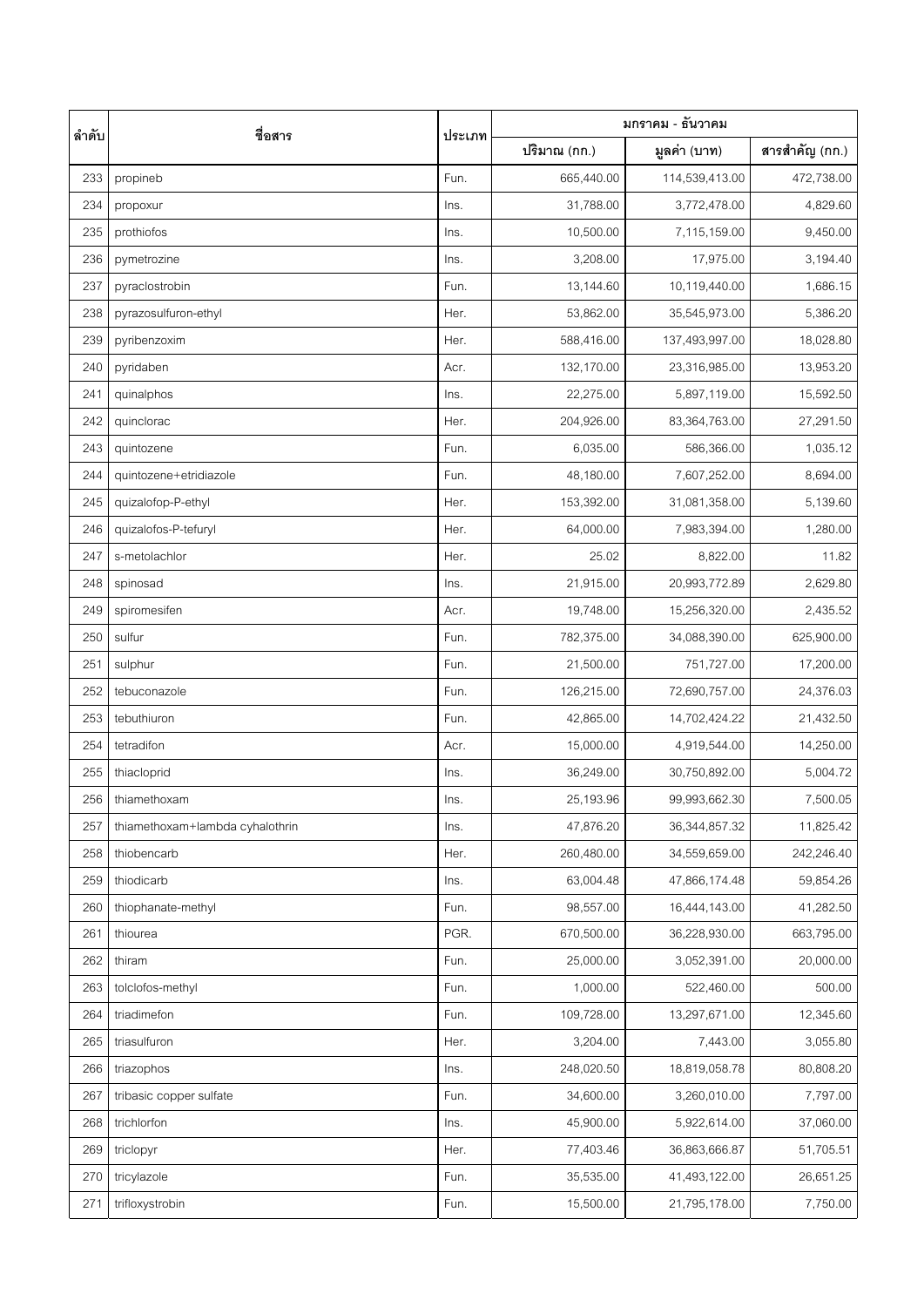| ลำดับ | ชื่อสาร | ประเภท | มกราคม - ธันวาคม | | |
|---|---|---|---|---|---|
| | | | ปริมาณ (กก.) | มูลค่า (บาท) | สารสำคัญ (กก.) |
| 233 | propineb | Fun. | 665,440.00 | 114,539,413.00 | 472,738.00 |
| 234 | propoxur | Ins. | 31,788.00 | 3,772,478.00 | 4,829.60 |
| 235 | prothiofos | Ins. | 10,500.00 | 7,115,159.00 | 9,450.00 |
| 236 | pymetrozine | Ins. | 3,208.00 | 17,975.00 | 3,194.40 |
| 237 | pyraclostrobin | Fun. | 13,144.60 | 10,119,440.00 | 1,686.15 |
| 238 | pyrazosulfuron-ethyl | Her. | 53,862.00 | 35,545,973.00 | 5,386.20 |
| 239 | pyribenzoxim | Her. | 588,416.00 | 137,493,997.00 | 18,028.80 |
| 240 | pyridaben | Acr. | 132,170.00 | 23,316,985.00 | 13,953.20 |
| 241 | quinalphos | Ins. | 22,275.00 | 5,897,119.00 | 15,592.50 |
| 242 | quinclorac | Her. | 204,926.00 | 83,364,763.00 | 27,291.50 |
| 243 | quintozene | Fun. | 6,035.00 | 586,366.00 | 1,035.12 |
| 244 | quintozene+etridiazole | Fun. | 48,180.00 | 7,607,252.00 | 8,694.00 |
| 245 | quizalofop-P-ethyl | Her. | 153,392.00 | 31,081,358.00 | 5,139.60 |
| 246 | quizalofos-P-tefuryl | Her. | 64,000.00 | 7,983,394.00 | 1,280.00 |
| 247 | s-metolachlor | Her. | 25.02 | 8,822.00 | 11.82 |
| 248 | spinosad | Ins. | 21,915.00 | 20,993,772.89 | 2,629.80 |
| 249 | spiromesifen | Acr. | 19,748.00 | 15,256,320.00 | 2,435.52 |
| 250 | sulfur | Fun. | 782,375.00 | 34,088,390.00 | 625,900.00 |
| 251 | sulphur | Fun. | 21,500.00 | 751,727.00 | 17,200.00 |
| 252 | tebuconazole | Fun. | 126,215.00 | 72,690,757.00 | 24,376.03 |
| 253 | tebuthiuron | Fun. | 42,865.00 | 14,702,424.22 | 21,432.50 |
| 254 | tetradifon | Acr. | 15,000.00 | 4,919,544.00 | 14,250.00 |
| 255 | thiacloprid | Ins. | 36,249.00 | 30,750,892.00 | 5,004.72 |
| 256 | thiamethoxam | Ins. | 25,193.96 | 99,993,662.30 | 7,500.05 |
| 257 | thiamethoxam+lambda cyhalothrin | Ins. | 47,876.20 | 36,344,857.32 | 11,825.42 |
| 258 | thiobencarb | Her. | 260,480.00 | 34,559,659.00 | 242,246.40 |
| 259 | thiodicarb | Ins. | 63,004.48 | 47,866,174.48 | 59,854.26 |
| 260 | thiophanate-methyl | Fun. | 98,557.00 | 16,444,143.00 | 41,282.50 |
| 261 | thiourea | PGR. | 670,500.00 | 36,228,930.00 | 663,795.00 |
| 262 | thiram | Fun. | 25,000.00 | 3,052,391.00 | 20,000.00 |
| 263 | tolclofos-methyl | Fun. | 1,000.00 | 522,460.00 | 500.00 |
| 264 | triadimefon | Fun. | 109,728.00 | 13,297,671.00 | 12,345.60 |
| 265 | triasulfuron | Her. | 3,204.00 | 7,443.00 | 3,055.80 |
| 266 | triazophos | Ins. | 248,020.50 | 18,819,058.78 | 80,808.20 |
| 267 | tribasic copper sulfate | Fun. | 34,600.00 | 3,260,010.00 | 7,797.00 |
| 268 | trichlorfon | Ins. | 45,900.00 | 5,922,614.00 | 37,060.00 |
| 269 | triclopyr | Her. | 77,403.46 | 36,863,666.87 | 51,705.51 |
| 270 | tricylazole | Fun. | 35,535.00 | 41,493,122.00 | 26,651.25 |
| 271 | trifloxystrobin | Fun. | 15,500.00 | 21,795,178.00 | 7,750.00 |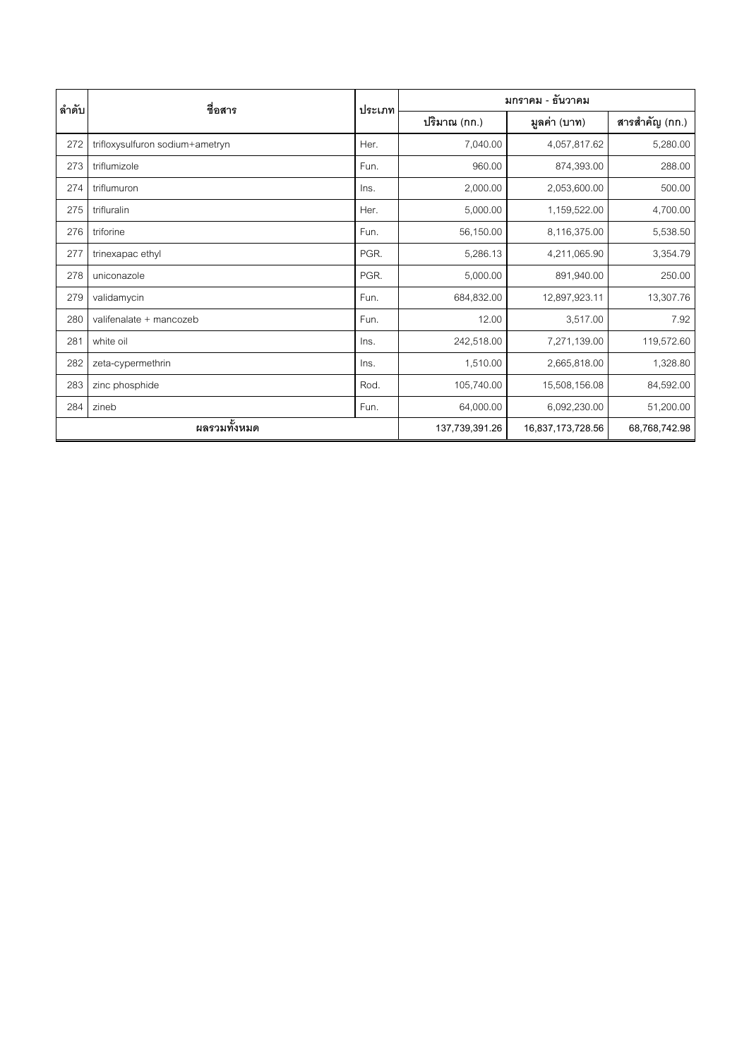| ลำดับ | ชื่อสาร | ประเภท | มกราคม - ธันวาคม | | |
|---|---|---|---|---|---|
| | | | ปริมาณ (กก.) | มูลค่า (บาท) | สารสำคัญ (กก.) |
| 272 | trifloxysulfuron sodium+ametryn | Her. | 7,040.00 | 4,057,817.62 | 5,280.00 |
| 273 | triflumizole | Fun. | 960.00 | 874,393.00 | 288.00 |
| 274 | triflumuron | Ins. | 2,000.00 | 2,053,600.00 | 500.00 |
| 275 | trifluralin | Her. | 5,000.00 | 1,159,522.00 | 4,700.00 |
| 276 | triforine | Fun. | 56,150.00 | 8,116,375.00 | 5,538.50 |
| 277 | trinexapac ethyl | PGR. | 5,286.13 | 4,211,065.90 | 3,354.79 |
| 278 | uniconazole | PGR. | 5,000.00 | 891,940.00 | 250.00 |
| 279 | validamycin | Fun. | 684,832.00 | 12,897,923.11 | 13,307.76 |
| 280 | valifenalate + mancozeb | Fun. | 12.00 | 3,517.00 | 7.92 |
| 281 | white oil | Ins. | 242,518.00 | 7,271,139.00 | 119,572.60 |
| 282 | zeta-cypermethrin | Ins. | 1,510.00 | 2,665,818.00 | 1,328.80 |
| 283 | zinc phosphide | Rod. | 105,740.00 | 15,508,156.08 | 84,592.00 |
| 284 | zineb | Fun. | 64,000.00 | 6,092,230.00 | 51,200.00 |
| ผลรวมทั้งหมด | | | 137,739,391.26 | 16,837,173,728.56 | 68,768,742.98 |